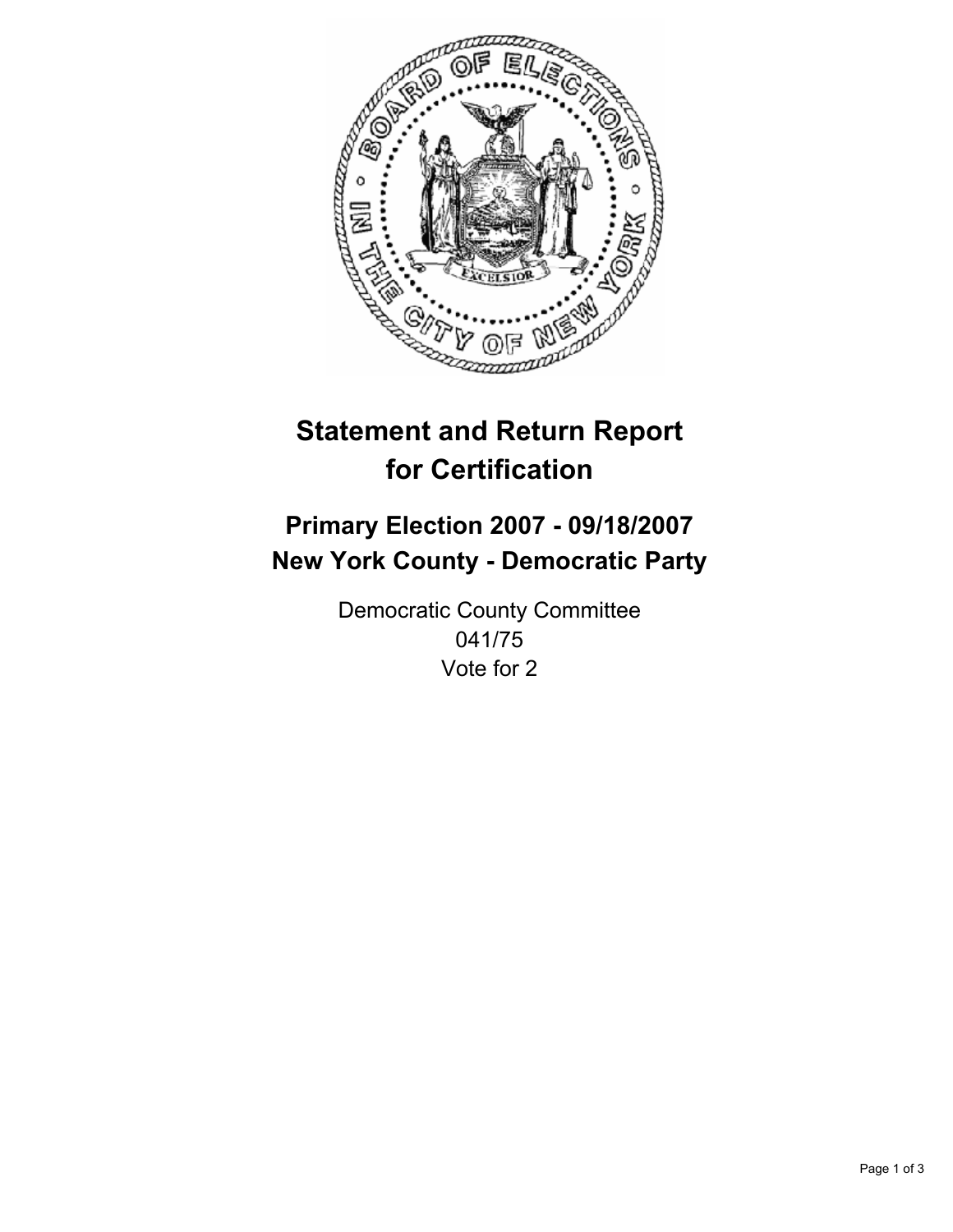# Statement and Return Report for Certification

## Primary Election 2007 - 09/18/2007
## New York County - Democratic Party

Democratic County Committee
041/75
Vote for 2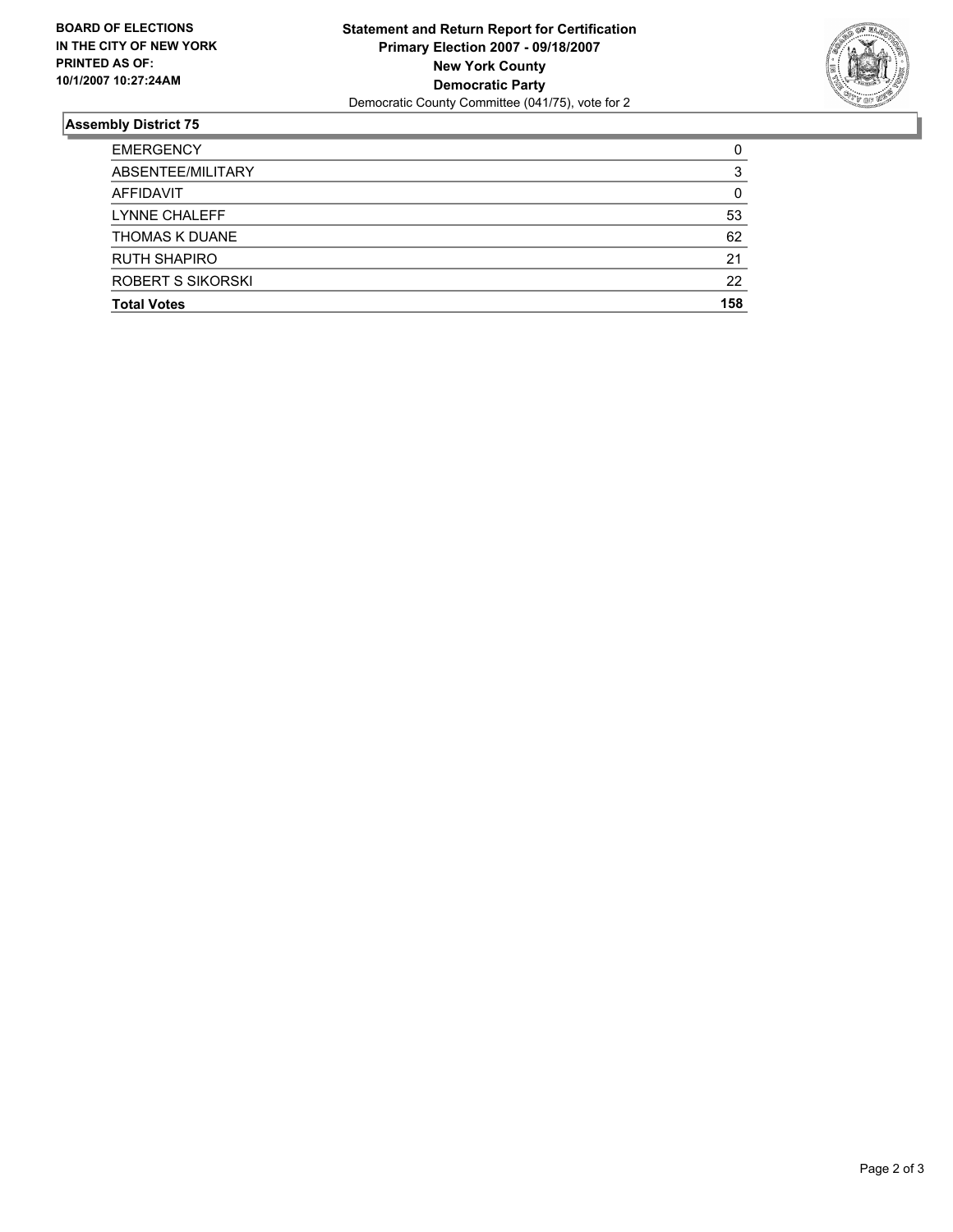**BOARD OF ELECTIONS IN THE CITY OF NEW YORK PRINTED AS OF: 10/1/2007 10:27:24AM**

**Statement and Return Report for Certification**
**Primary Election 2007 - 09/18/2007**
**New York County**
**Democratic Party**
Democratic County Committee (041/75), vote for 2

## Assembly District 75

| | |
|---|---|
| EMERGENCY | 0 |
| ABSENTEE/MILITARY | 3 |
| AFFIDAVIT | 0 |
| LYNNE CHALEFF | 53 |
| THOMAS K DUANE | 62 |
| RUTH SHAPIRO | 21 |
| ROBERT S SIKORSKI | 22 |
| **Total Votes** | **158** |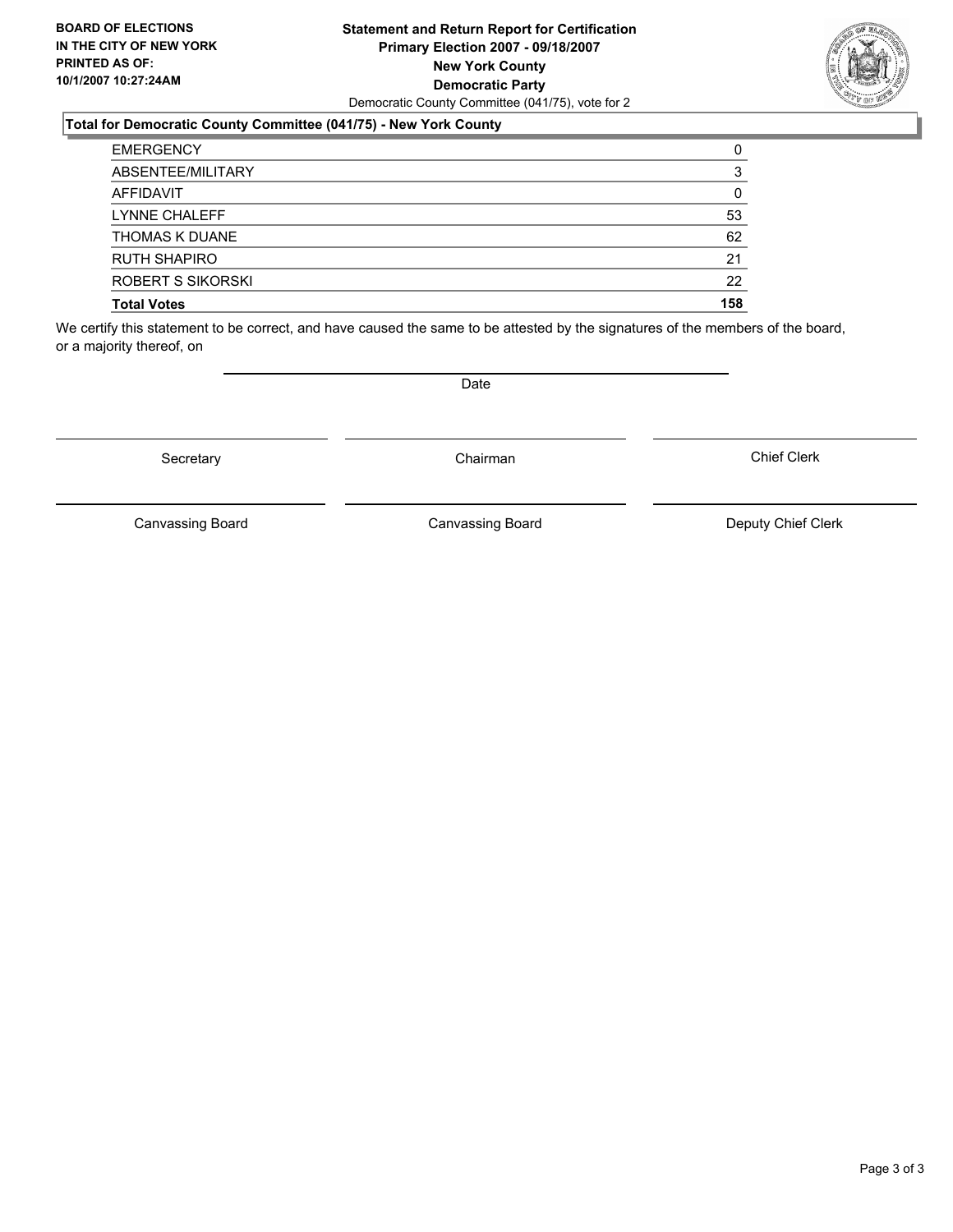**BOARD OF ELECTIONS**
**IN THE CITY OF NEW YORK**
**PRINTED AS OF:**
**10/1/2007 10:27:24AM**

**Statement and Return Report for Certification**
**Primary Election 2007 - 09/18/2007**
**New York County**
**Democratic Party**
Democratic County Committee (041/75), vote for 2

### Total for Democratic County Committee (041/75) - New York County

| | |
|---|---|
| EMERGENCY | 0 |
| ABSENTEE/MILITARY | 3 |
| AFFIDAVIT | 0 |
| LYNNE CHALEFF | 53 |
| THOMAS K DUANE | 62 |
| RUTH SHAPIRO | 21 |
| ROBERT S SIKORSKI | 22 |
| **Total Votes** | **158** |

We certify this statement to be correct, and have caused the same to be attested by the signatures of the members of the board, or a majority thereof, on

Date

Secretary

Chairman

Chief Clerk

Canvassing Board

Canvassing Board

Deputy Chief Clerk